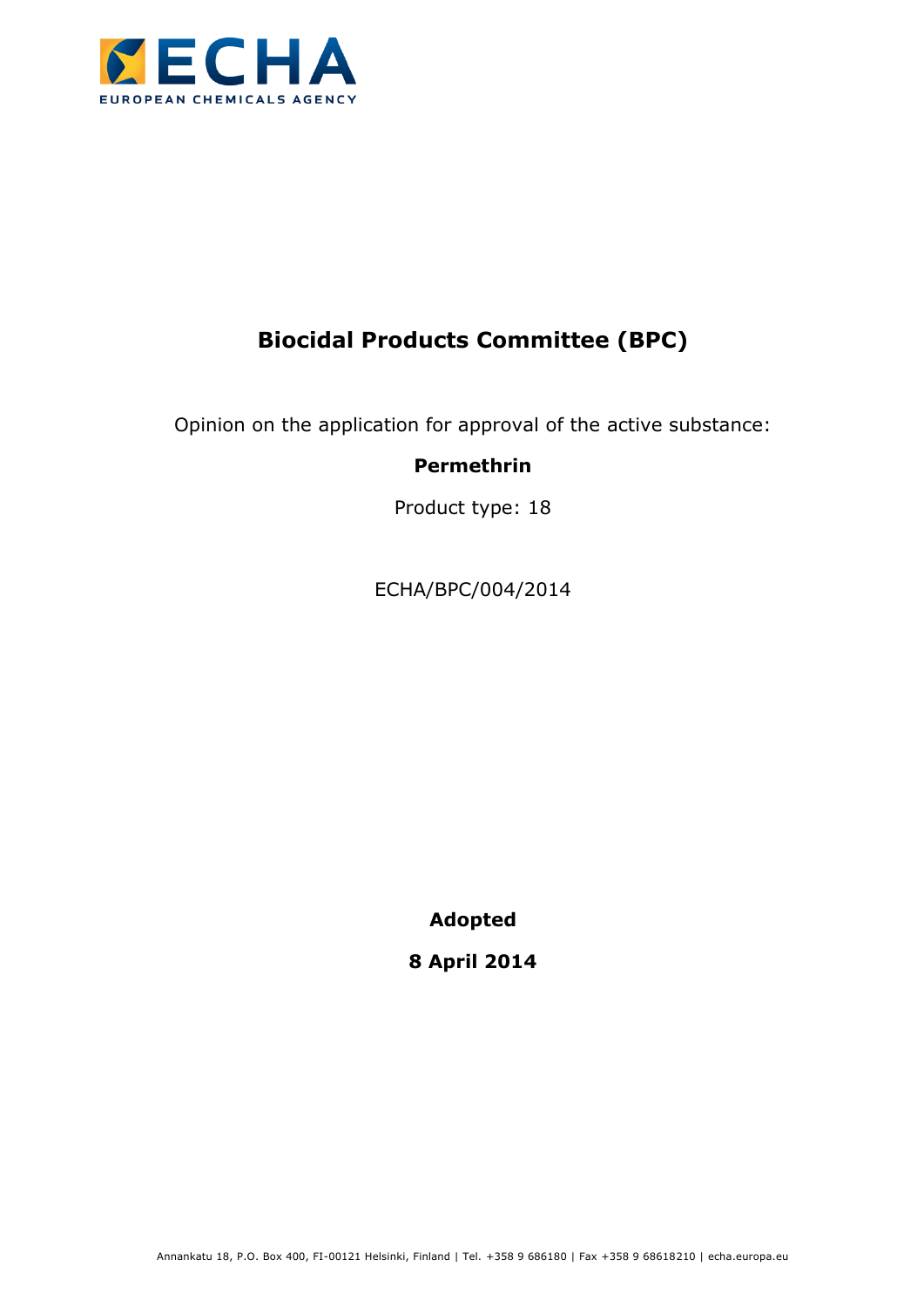ECHA

EUROPEAN CHEMICALS AGENCY

# Biocidal Products Committee (BPC)

Opinion on the application for approval of the active substance:

**Permethrin**

Product type: 18

ECHA/BPC/004/2014

**Adopted**

**8 April 2014**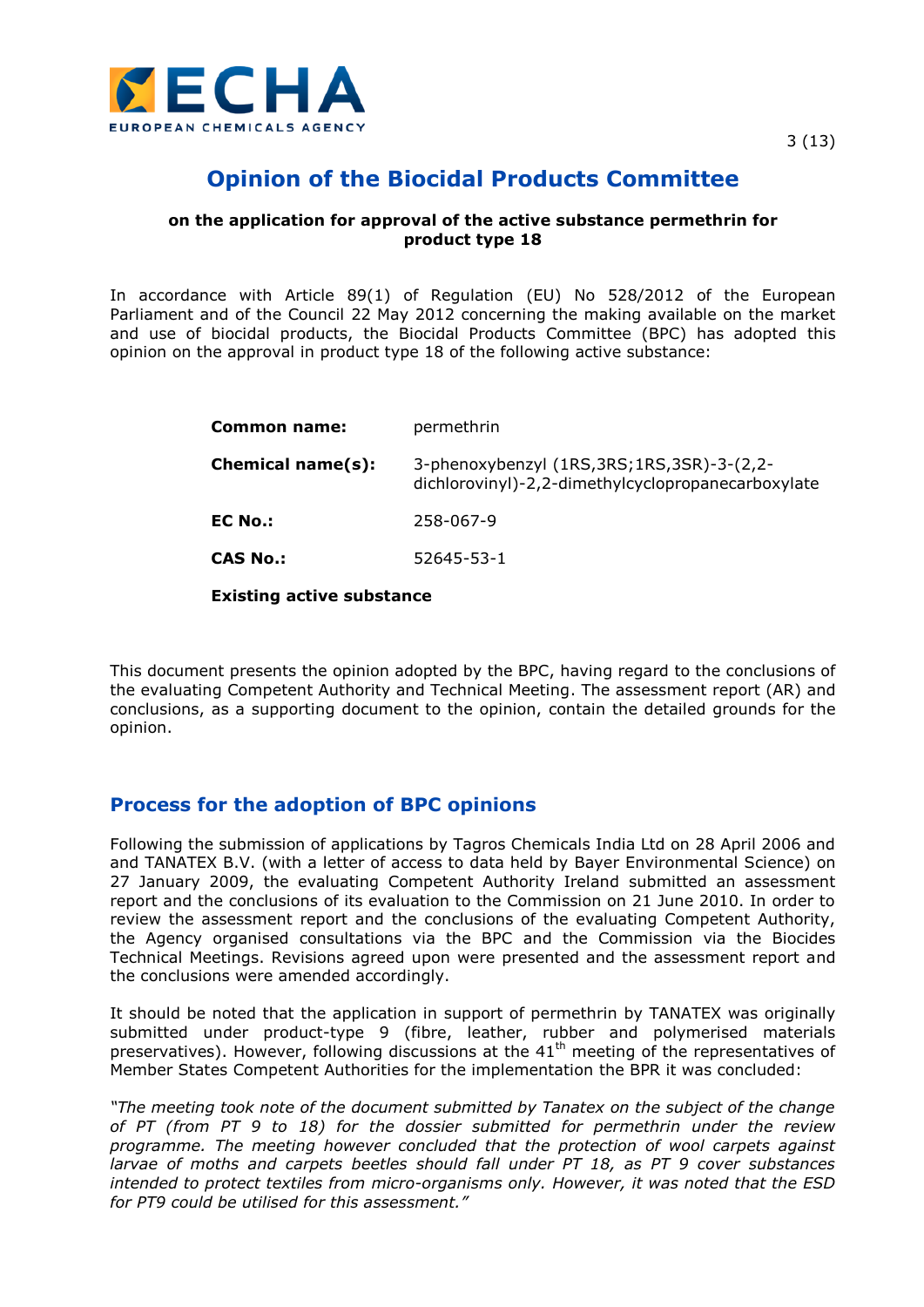# Opinion of the Biocidal Products Committee

**on the application for approval of the active substance permethrin for product type 18**

In accordance with Article 89(1) of Regulation (EU) No 528/2012 of the European Parliament and of the Council 22 May 2012 concerning the making available on the market and use of biocidal products, the Biocidal Products Committee (BPC) has adopted this opinion on the approval in product type 18 of the following active substance:

| | |
|---|---|
| **Common name:** | permethrin |
| **Chemical name(s):** | 3-phenoxybenzyl (1RS,3RS;1RS,3SR)-3-(2,2-dichlorovinyl)-2,2-dimethylcyclopropanecarboxylate |
| **EC No.:** | 258-067-9 |
| **CAS No.:** | 52645-53-1 |

**Existing active substance**

This document presents the opinion adopted by the BPC, having regard to the conclusions of the evaluating Competent Authority and Technical Meeting. The assessment report (AR) and conclusions, as a supporting document to the opinion, contain the detailed grounds for the opinion.

## Process for the adoption of BPC opinions

Following the submission of applications by Tagros Chemicals India Ltd on 28 April 2006 and and TANATEX B.V. (with a letter of access to data held by Bayer Environmental Science) on 27 January 2009, the evaluating Competent Authority Ireland submitted an assessment report and the conclusions of its evaluation to the Commission on 21 June 2010. In order to review the assessment report and the conclusions of the evaluating Competent Authority, the Agency organised consultations via the BPC and the Commission via the Biocides Technical Meetings. Revisions agreed upon were presented and the assessment report and the conclusions were amended accordingly.

It should be noted that the application in support of permethrin by TANATEX was originally submitted under product-type 9 (fibre, leather, rubber and polymerised materials preservatives). However, following discussions at the 41st meeting of the representatives of Member States Competent Authorities for the implementation the BPR it was concluded:

*"The meeting took note of the document submitted by Tanatex on the subject of the change of PT (from PT 9 to 18) for the dossier submitted for permethrin under the review programme. The meeting however concluded that the protection of wool carpets against larvae of moths and carpets beetles should fall under PT 18, as PT 9 cover substances intended to protect textiles from micro-organisms only. However, it was noted that the ESD for PT9 could be utilised for this assessment."*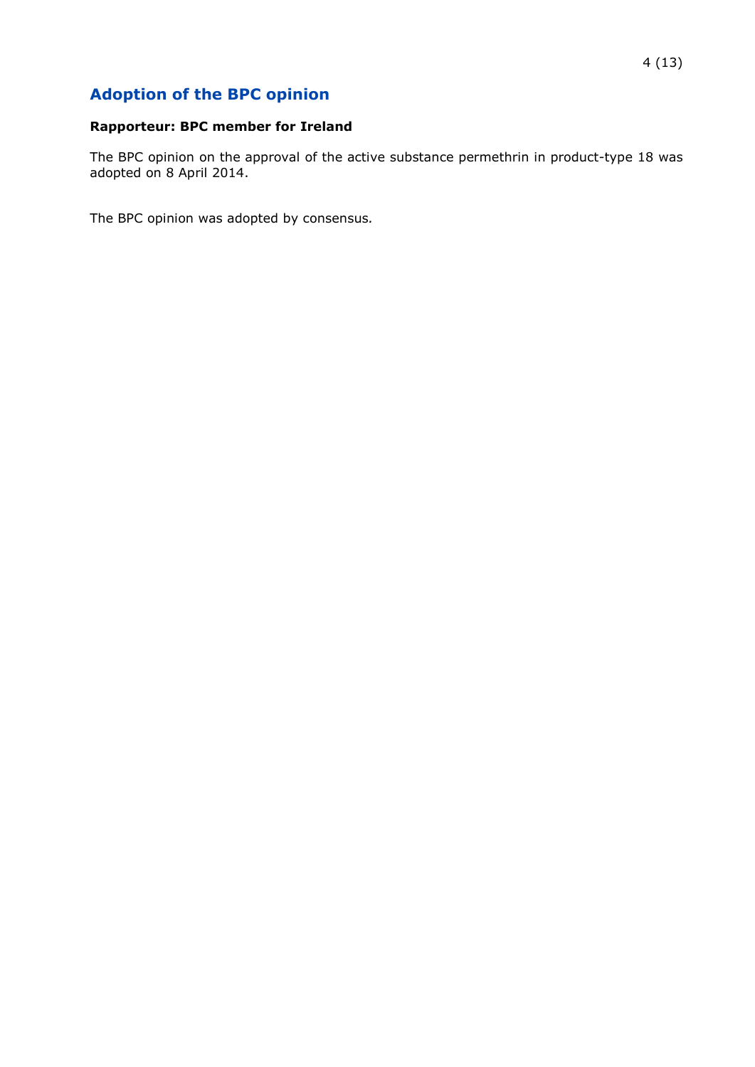## Adoption of the BPC opinion

**Rapporteur: BPC member for Ireland**

The BPC opinion on the approval of the active substance permethrin in product-type 18 was adopted on 8 April 2014.

The BPC opinion was adopted by consensus.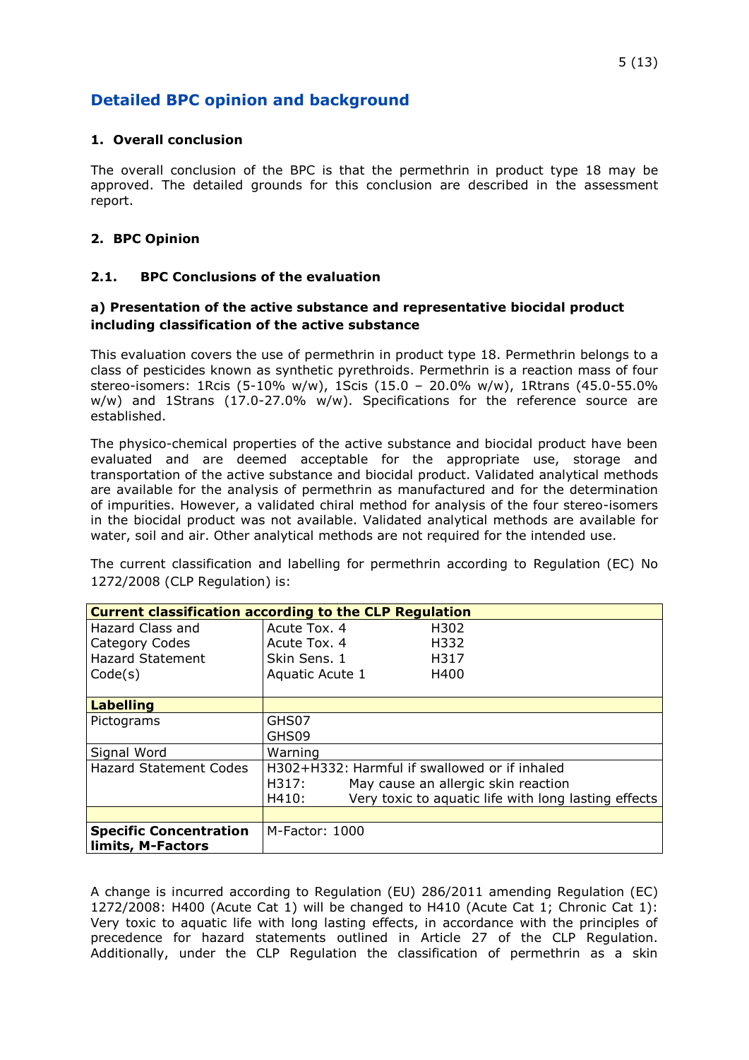# Detailed BPC opinion and background

## 1. Overall conclusion

The overall conclusion of the BPC is that the permethrin in product type 18 may be approved. The detailed grounds for this conclusion are described in the assessment report.

## 2. BPC Opinion

### 2.1. BPC Conclusions of the evaluation

#### a) Presentation of the active substance and representative biocidal product including classification of the active substance

This evaluation covers the use of permethrin in product type 18. Permethrin belongs to a class of pesticides known as synthetic pyrethroids. Permethrin is a reaction mass of four stereo-isomers: 1Rcis (5-10% w/w), 1Scis (15.0 – 20.0% w/w), 1Rtrans (45.0-55.0% w/w) and 1Strans (17.0-27.0% w/w). Specifications for the reference source are established.

The physico-chemical properties of the active substance and biocidal product have been evaluated and are deemed acceptable for the appropriate use, storage and transportation of the active substance and biocidal product. Validated analytical methods are available for the analysis of permethrin as manufactured and for the determination of impurities. However, a validated chiral method for analysis of the four stereo-isomers in the biocidal product was not available. Validated analytical methods are available for water, soil and air. Other analytical methods are not required for the intended use.

The current classification and labelling for permethrin according to Regulation (EC) No 1272/2008 (CLP Regulation) is:

| **Current classification according to the CLP Regulation** | | |
|---|---|---|
| Hazard Class and Category Codes Hazard Statement Code(s) | Acute Tox. 4<br>Acute Tox. 4<br>Skin Sens. 1<br>Aquatic Acute 1 | H302<br>H332<br>H317<br>H400 |
| **Labelling** | | |
| Pictograms | GHS07<br>GHS09 | |
| Signal Word | Warning | |
| Hazard Statement Codes | H302+H332: Harmful if swallowed or if inhaled<br>H317: May cause an allergic skin reaction<br>H410: Very toxic to aquatic life with long lasting effects | |
| | | |
| **Specific Concentration limits, M-Factors** | M-Factor: 1000 | |

A change is incurred according to Regulation (EU) 286/2011 amending Regulation (EC) 1272/2008: H400 (Acute Cat 1) will be changed to H410 (Acute Cat 1; Chronic Cat 1): Very toxic to aquatic life with long lasting effects, in accordance with the principles of precedence for hazard statements outlined in Article 27 of the CLP Regulation. Additionally, under the CLP Regulation the classification of permethrin as a skin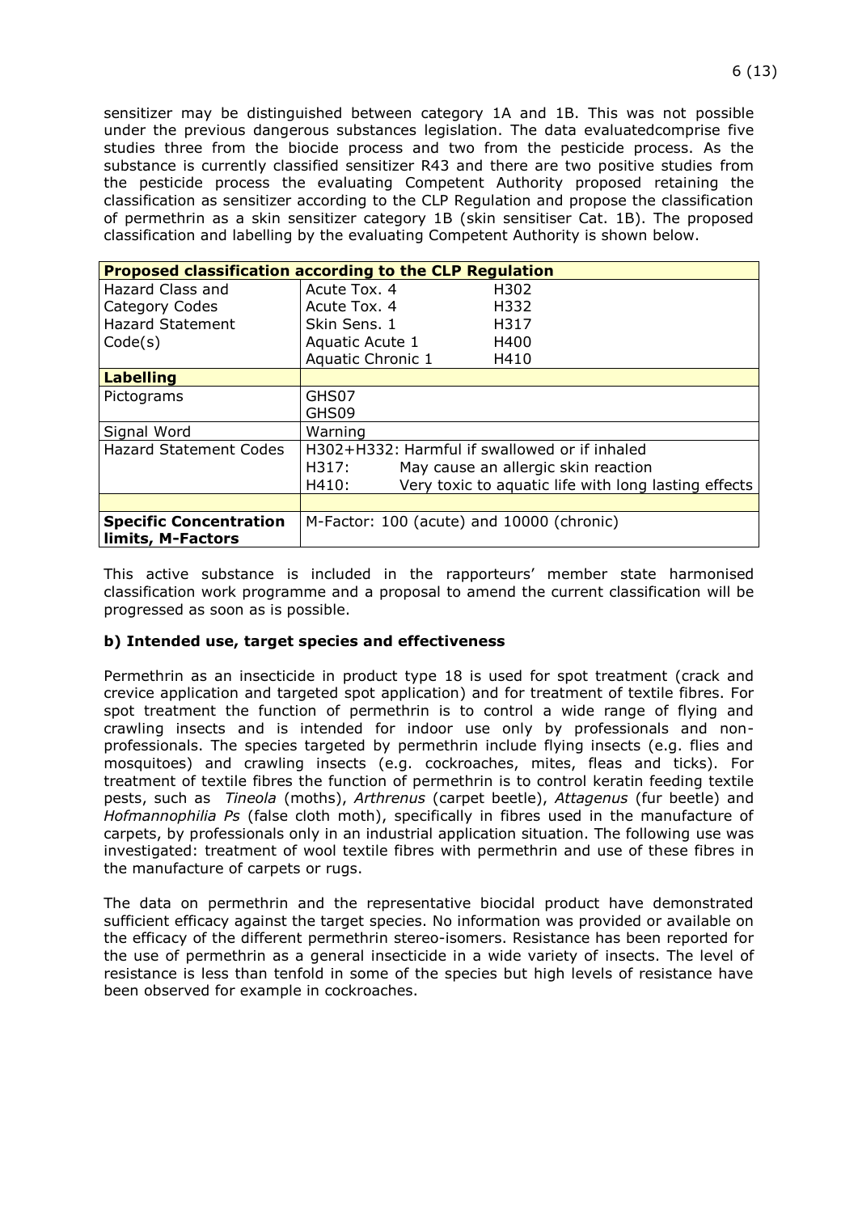sensitizer may be distinguished between category 1A and 1B. This was not possible under the previous dangerous substances legislation. The data evaluatedcomprise five studies three from the biocide process and two from the pesticide process. As the substance is currently classified sensitizer R43 and there are two positive studies from the pesticide process the evaluating Competent Authority proposed retaining the classification as sensitizer according to the CLP Regulation and propose the classification of permethrin as a skin sensitizer category 1B (skin sensitiser Cat. 1B). The proposed classification and labelling by the evaluating Competent Authority is shown below.

| **Proposed classification according to the CLP Regulation** | | |
|---|---|---|
| Hazard Class and Category Codes Hazard Statement Code(s) | Acute Tox. 4<br>Acute Tox. 4<br>Skin Sens. 1<br>Aquatic Acute 1<br>Aquatic Chronic 1 | H302<br>H332<br>H317<br>H400<br>H410 |
| **Labelling** | | |
| Pictograms | GHS07<br>GHS09 | |
| Signal Word | Warning | |
| Hazard Statement Codes | H302+H332: Harmful if swallowed or if inhaled<br>H317: May cause an allergic skin reaction<br>H410: Very toxic to aquatic life with long lasting effects | |
| | | |
| **Specific Concentration limits, M-Factors** | M-Factor: 100 (acute) and 10000 (chronic) | |

This active substance is included in the rapporteurs' member state harmonised classification work programme and a proposal to amend the current classification will be progressed as soon as is possible.

**b) Intended use, target species and effectiveness**

Permethrin as an insecticide in product type 18 is used for spot treatment (crack and crevice application and targeted spot application) and for treatment of textile fibres. For spot treatment the function of permethrin is to control a wide range of flying and crawling insects and is intended for indoor use only by professionals and non-professionals. The species targeted by permethrin include flying insects (e.g. flies and mosquitoes) and crawling insects (e.g. cockroaches, mites, fleas and ticks). For treatment of textile fibres the function of permethrin is to control keratin feeding textile pests, such as *Tineola* (moths), *Arthrenus* (carpet beetle), *Attagenus* (fur beetle) and *Hofmannophilia Ps* (false cloth moth), specifically in fibres used in the manufacture of carpets, by professionals only in an industrial application situation. The following use was investigated: treatment of wool textile fibres with permethrin and use of these fibres in the manufacture of carpets or rugs.

The data on permethrin and the representative biocidal product have demonstrated sufficient efficacy against the target species. No information was provided or available on the efficacy of the different permethrin stereo-isomers. Resistance has been reported for the use of permethrin as a general insecticide in a wide variety of insects. The level of resistance is less than tenfold in some of the species but high levels of resistance have been observed for example in cockroaches.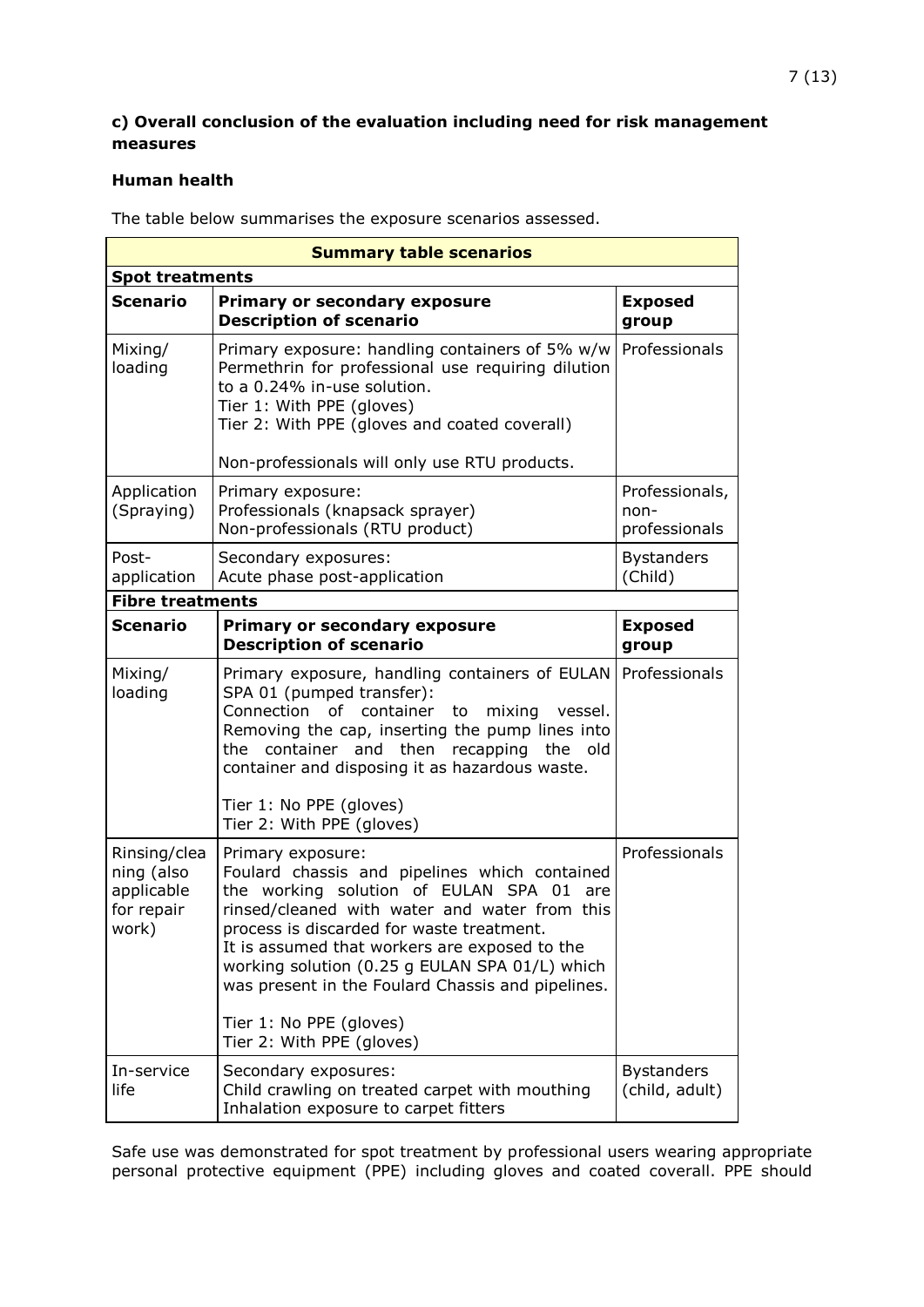**c) Overall conclusion of the evaluation including need for risk management measures**

**Human health**

The table below summarises the exposure scenarios assessed.

| **Summary table scenarios** | | |
|---|---|---|
| **Spot treatments** | | |
| **Scenario** | **Primary or secondary exposure Description of scenario** | **Exposed group** |
| Mixing/ loading | Primary exposure: handling containers of 5% w/w Permethrin for professional use requiring dilution to a 0.24% in-use solution.<br>Tier 1: With PPE (gloves)<br>Tier 2: With PPE (gloves and coated coverall)<br><br>Non-professionals will only use RTU products. | Professionals |
| Application (Spraying) | Primary exposure:<br>Professionals (knapsack sprayer)<br>Non-professionals (RTU product) | Professionals, non-professionals |
| Post-application | Secondary exposures:<br>Acute phase post-application | Bystanders (Child) |
| **Fibre treatments** | | |
| **Scenario** | **Primary or secondary exposure Description of scenario** | **Exposed group** |
| Mixing/ loading | Primary exposure, handling containers of EULAN SPA 01 (pumped transfer):<br>Connection of container to mixing vessel. Removing the cap, inserting the pump lines into the container and then recapping the old container and disposing it as hazardous waste.<br><br>Tier 1: No PPE (gloves)<br>Tier 2: With PPE (gloves) | Professionals |
| Rinsing/cleaning (also applicable for repair work) | Primary exposure:<br>Foulard chassis and pipelines which contained the working solution of EULAN SPA 01 are rinsed/cleaned with water and water from this process is discarded for waste treatment.<br>It is assumed that workers are exposed to the working solution (0.25 g EULAN SPA 01/L) which was present in the Foulard Chassis and pipelines.<br><br>Tier 1: No PPE (gloves)<br>Tier 2: With PPE (gloves) | Professionals |
| In-service life | Secondary exposures:<br>Child crawling on treated carpet with mouthing<br>Inhalation exposure to carpet fitters | Bystanders (child, adult) |

Safe use was demonstrated for spot treatment by professional users wearing appropriate personal protective equipment (PPE) including gloves and coated coverall. PPE should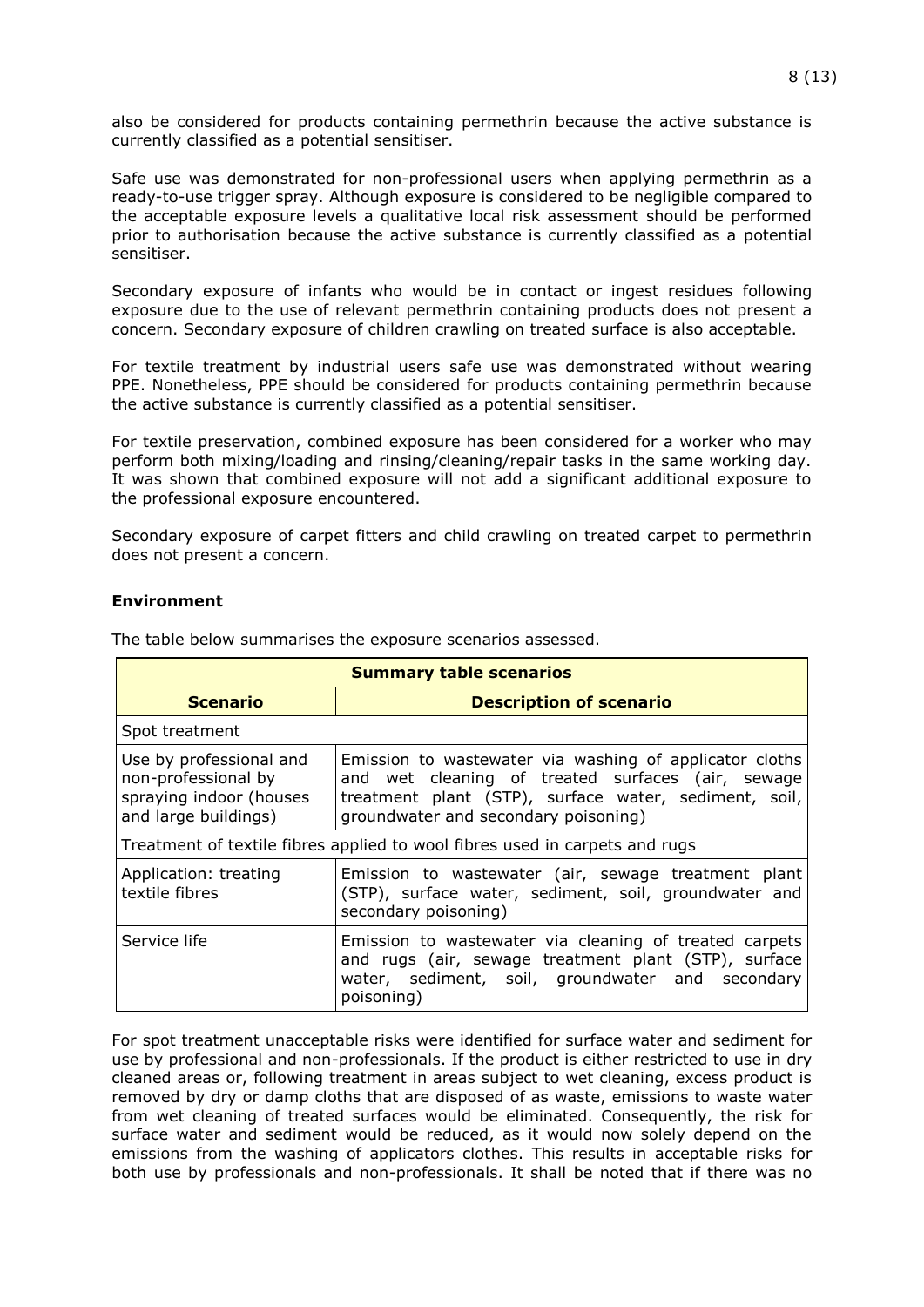also be considered for products containing permethrin because the active substance is currently classified as a potential sensitiser.

Safe use was demonstrated for non-professional users when applying permethrin as a ready-to-use trigger spray. Although exposure is considered to be negligible compared to the acceptable exposure levels a qualitative local risk assessment should be performed prior to authorisation because the active substance is currently classified as a potential sensitiser.

Secondary exposure of infants who would be in contact or ingest residues following exposure due to the use of relevant permethrin containing products does not present a concern. Secondary exposure of children crawling on treated surface is also acceptable.

For textile treatment by industrial users safe use was demonstrated without wearing PPE. Nonetheless, PPE should be considered for products containing permethrin because the active substance is currently classified as a potential sensitiser.

For textile preservation, combined exposure has been considered for a worker who may perform both mixing/loading and rinsing/cleaning/repair tasks in the same working day. It was shown that combined exposure will not add a significant additional exposure to the professional exposure encountered.

Secondary exposure of carpet fitters and child crawling on treated carpet to permethrin does not present a concern.

**Environment**

The table below summarises the exposure scenarios assessed.

| **Summary table scenarios** | |
|---|---|
| **Scenario** | **Description of scenario** |
| Spot treatment | |
| Use by professional and non-professional by spraying indoor (houses and large buildings) | Emission to wastewater via washing of applicator cloths and wet cleaning of treated surfaces (air, sewage treatment plant (STP), surface water, sediment, soil, groundwater and secondary poisoning) |
| Treatment of textile fibres applied to wool fibres used in carpets and rugs | |
| Application: treating textile fibres | Emission to wastewater (air, sewage treatment plant (STP), surface water, sediment, soil, groundwater and secondary poisoning) |
| Service life | Emission to wastewater via cleaning of treated carpets and rugs (air, sewage treatment plant (STP), surface water, sediment, soil, groundwater and secondary poisoning) |

For spot treatment unacceptable risks were identified for surface water and sediment for use by professional and non-professionals. If the product is either restricted to use in dry cleaned areas or, following treatment in areas subject to wet cleaning, excess product is removed by dry or damp cloths that are disposed of as waste, emissions to waste water from wet cleaning of treated surfaces would be eliminated. Consequently, the risk for surface water and sediment would be reduced, as it would now solely depend on the emissions from the washing of applicators clothes. This results in acceptable risks for both use by professionals and non-professionals. It shall be noted that if there was no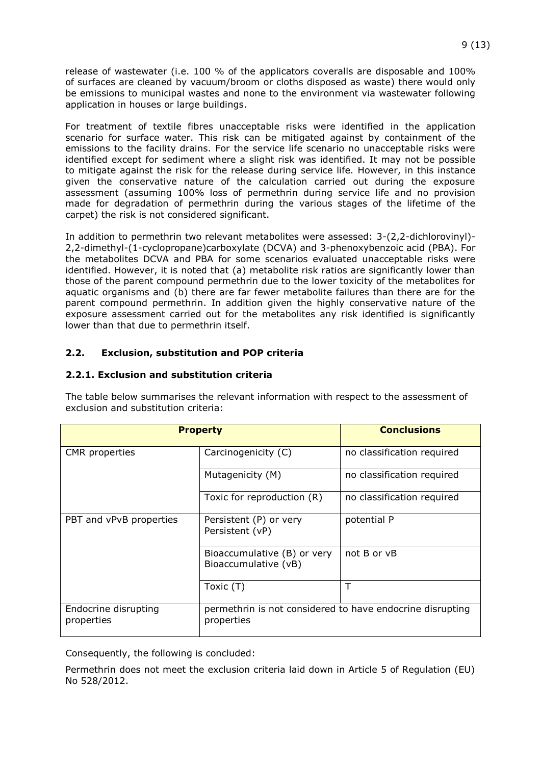release of wastewater (i.e. 100 % of the applicators coveralls are disposable and 100% of surfaces are cleaned by vacuum/broom or cloths disposed as waste) there would only be emissions to municipal wastes and none to the environment via wastewater following application in houses or large buildings.

For treatment of textile fibres unacceptable risks were identified in the application scenario for surface water. This risk can be mitigated against by containment of the emissions to the facility drains. For the service life scenario no unacceptable risks were identified except for sediment where a slight risk was identified. It may not be possible to mitigate against the risk for the release during service life. However, in this instance given the conservative nature of the calculation carried out during the exposure assessment (assuming 100% loss of permethrin during service life and no provision made for degradation of permethrin during the various stages of the lifetime of the carpet) the risk is not considered significant.

In addition to permethrin two relevant metabolites were assessed: 3-(2,2-dichlorovinyl)-2,2-dimethyl-(1-cyclopropane)carboxylate (DCVA) and 3-phenoxybenzoic acid (PBA). For the metabolites DCVA and PBA for some scenarios evaluated unacceptable risks were identified. However, it is noted that (a) metabolite risk ratios are significantly lower than those of the parent compound permethrin due to the lower toxicity of the metabolites for aquatic organisms and (b) there are far fewer metabolite failures than there are for the parent compound permethrin. In addition given the highly conservative nature of the exposure assessment carried out for the metabolites any risk identified is significantly lower than that due to permethrin itself.

## 2.2. Exclusion, substitution and POP criteria

### 2.2.1. Exclusion and substitution criteria

The table below summarises the relevant information with respect to the assessment of exclusion and substitution criteria:

| Property | | Conclusions |
|---|---|---|
| CMR properties | Carcinogenicity (C) | no classification required |
| | Mutagenicity (M) | no classification required |
| | Toxic for reproduction (R) | no classification required |
| PBT and vPvB properties | Persistent (P) or very Persistent (vP) | potential P |
| | Bioaccumulative (B) or very Bioaccumulative (vB) | not B or vB |
| | Toxic (T) | T |
| Endocrine disrupting properties | permethrin is not considered to have endocrine disrupting properties | |

Consequently, the following is concluded:

Permethrin does not meet the exclusion criteria laid down in Article 5 of Regulation (EU) No 528/2012.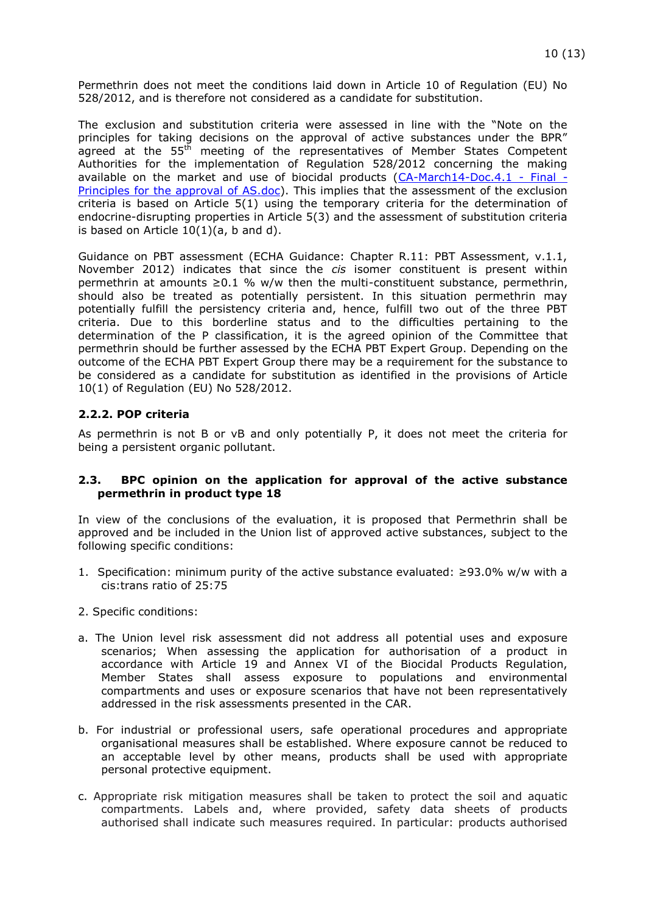Permethrin does not meet the conditions laid down in Article 10 of Regulation (EU) No 528/2012, and is therefore not considered as a candidate for substitution.

The exclusion and substitution criteria were assessed in line with the "Note on the principles for taking decisions on the approval of active substances under the BPR" agreed at the 55th meeting of the representatives of Member States Competent Authorities for the implementation of Regulation 528/2012 concerning the making available on the market and use of biocidal products (CA-March14-Doc.4.1 - Final - Principles for the approval of AS.doc). This implies that the assessment of the exclusion criteria is based on Article 5(1) using the temporary criteria for the determination of endocrine-disrupting properties in Article 5(3) and the assessment of substitution criteria is based on Article 10(1)(a, b and d).

Guidance on PBT assessment (ECHA Guidance: Chapter R.11: PBT Assessment, v.1.1, November 2012) indicates that since the *cis* isomer constituent is present within permethrin at amounts ≥0.1 % w/w then the multi-constituent substance, permethrin, should also be treated as potentially persistent. In this situation permethrin may potentially fulfill the persistency criteria and, hence, fulfill two out of the three PBT criteria. Due to this borderline status and to the difficulties pertaining to the determination of the P classification, it is the agreed opinion of the Committee that permethrin should be further assessed by the ECHA PBT Expert Group. Depending on the outcome of the ECHA PBT Expert Group there may be a requirement for the substance to be considered as a candidate for substitution as identified in the provisions of Article 10(1) of Regulation (EU) No 528/2012.

### 2.2.2. POP criteria

As permethrin is not B or vB and only potentially P, it does not meet the criteria for being a persistent organic pollutant.

## 2.3. BPC opinion on the application for approval of the active substance permethrin in product type 18

In view of the conclusions of the evaluation, it is proposed that Permethrin shall be approved and be included in the Union list of approved active substances, subject to the following specific conditions:

1. Specification: minimum purity of the active substance evaluated: ≥93.0% w/w with a cis:trans ratio of 25:75

2. Specific conditions:

a. The Union level risk assessment did not address all potential uses and exposure scenarios; When assessing the application for authorisation of a product in accordance with Article 19 and Annex VI of the Biocidal Products Regulation, Member States shall assess exposure to populations and environmental compartments and uses or exposure scenarios that have not been representatively addressed in the risk assessments presented in the CAR.

b. For industrial or professional users, safe operational procedures and appropriate organisational measures shall be established. Where exposure cannot be reduced to an acceptable level by other means, products shall be used with appropriate personal protective equipment.

c. Appropriate risk mitigation measures shall be taken to protect the soil and aquatic compartments. Labels and, where provided, safety data sheets of products authorised shall indicate such measures required. In particular: products authorised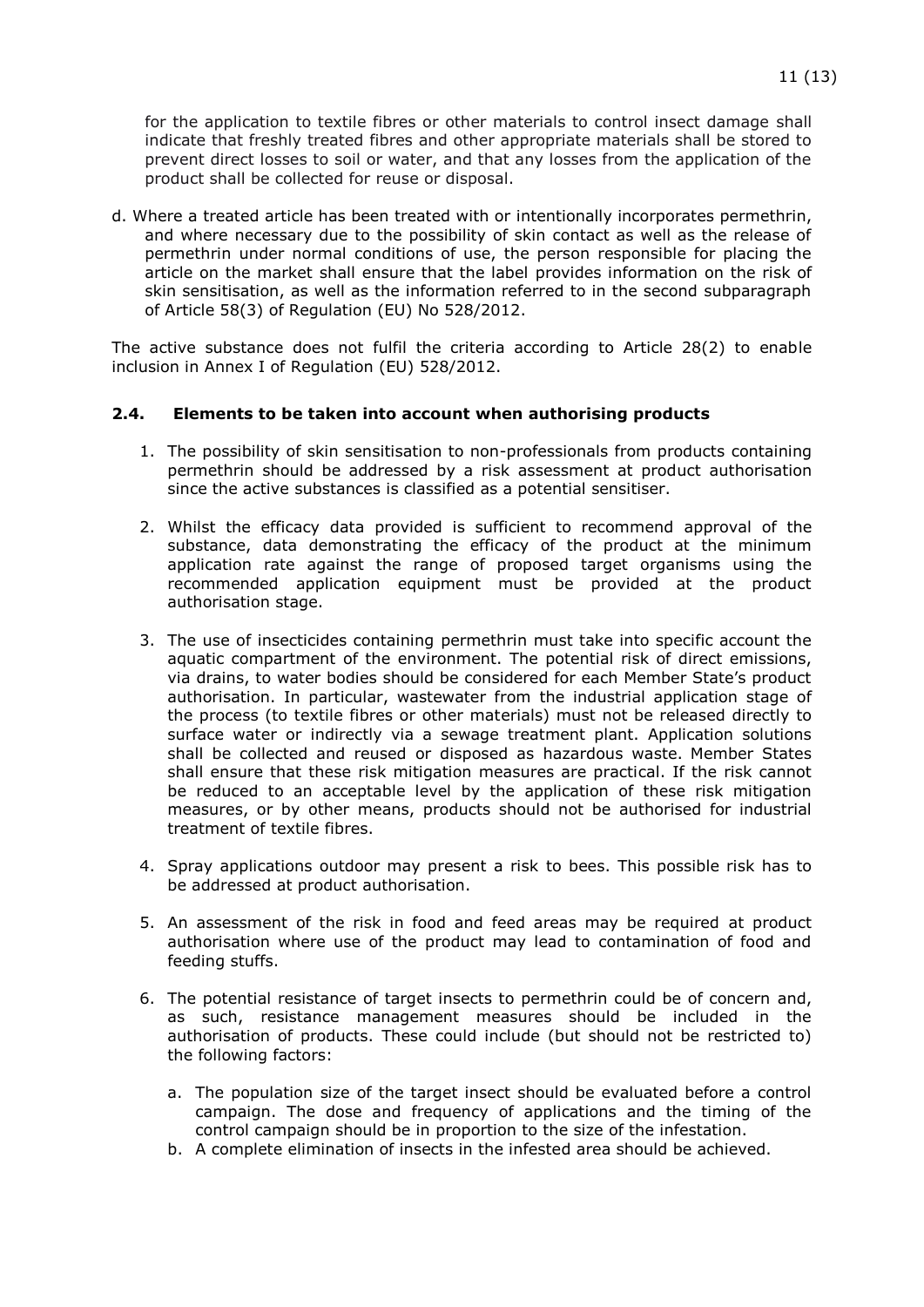for the application to textile fibres or other materials to control insect damage shall indicate that freshly treated fibres and other appropriate materials shall be stored to prevent direct losses to soil or water, and that any losses from the application of the product shall be collected for reuse or disposal.

d. Where a treated article has been treated with or intentionally incorporates permethrin, and where necessary due to the possibility of skin contact as well as the release of permethrin under normal conditions of use, the person responsible for placing the article on the market shall ensure that the label provides information on the risk of skin sensitisation, as well as the information referred to in the second subparagraph of Article 58(3) of Regulation (EU) No 528/2012.

The active substance does not fulfil the criteria according to Article 28(2) to enable inclusion in Annex I of Regulation (EU) 528/2012.

## 2.4. Elements to be taken into account when authorising products

1. The possibility of skin sensitisation to non-professionals from products containing permethrin should be addressed by a risk assessment at product authorisation since the active substances is classified as a potential sensitiser.
2. Whilst the efficacy data provided is sufficient to recommend approval of the substance, data demonstrating the efficacy of the product at the minimum application rate against the range of proposed target organisms using the recommended application equipment must be provided at the product authorisation stage.
3. The use of insecticides containing permethrin must take into specific account the aquatic compartment of the environment. The potential risk of direct emissions, via drains, to water bodies should be considered for each Member State's product authorisation. In particular, wastewater from the industrial application stage of the process (to textile fibres or other materials) must not be released directly to surface water or indirectly via a sewage treatment plant. Application solutions shall be collected and reused or disposed as hazardous waste. Member States shall ensure that these risk mitigation measures are practical. If the risk cannot be reduced to an acceptable level by the application of these risk mitigation measures, or by other means, products should not be authorised for industrial treatment of textile fibres.
4. Spray applications outdoor may present a risk to bees. This possible risk has to be addressed at product authorisation.
5. An assessment of the risk in food and feed areas may be required at product authorisation where use of the product may lead to contamination of food and feeding stuffs.
6. The potential resistance of target insects to permethrin could be of concern and, as such, resistance management measures should be included in the authorisation of products. These could include (but should not be restricted to) the following factors:
   a. The population size of the target insect should be evaluated before a control campaign. The dose and frequency of applications and the timing of the control campaign should be in proportion to the size of the infestation.
   b. A complete elimination of insects in the infested area should be achieved.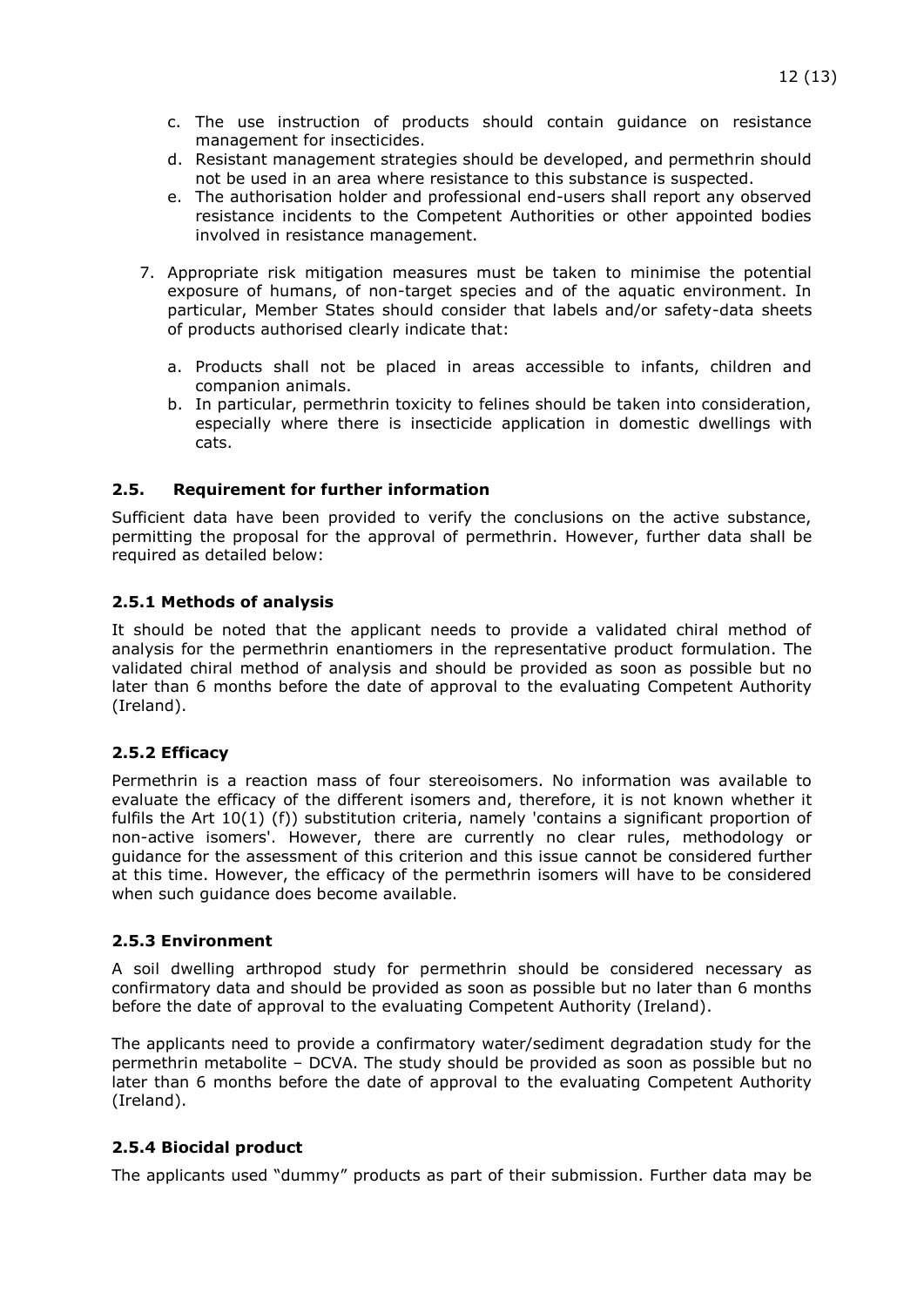c. The use instruction of products should contain guidance on resistance management for insecticides.
d. Resistant management strategies should be developed, and permethrin should not be used in an area where resistance to this substance is suspected.
e. The authorisation holder and professional end-users shall report any observed resistance incidents to the Competent Authorities or other appointed bodies involved in resistance management.

7. Appropriate risk mitigation measures must be taken to minimise the potential exposure of humans, of non-target species and of the aquatic environment. In particular, Member States should consider that labels and/or safety-data sheets of products authorised clearly indicate that:

   a. Products shall not be placed in areas accessible to infants, children and companion animals.
   b. In particular, permethrin toxicity to felines should be taken into consideration, especially where there is insecticide application in domestic dwellings with cats.

## 2.5. Requirement for further information

Sufficient data have been provided to verify the conclusions on the active substance, permitting the proposal for the approval of permethrin. However, further data shall be required as detailed below:

### 2.5.1 Methods of analysis

It should be noted that the applicant needs to provide a validated chiral method of analysis for the permethrin enantiomers in the representative product formulation. The validated chiral method of analysis and should be provided as soon as possible but no later than 6 months before the date of approval to the evaluating Competent Authority (Ireland).

### 2.5.2 Efficacy

Permethrin is a reaction mass of four stereoisomers. No information was available to evaluate the efficacy of the different isomers and, therefore, it is not known whether it fulfils the Art 10(1) (f)) substitution criteria, namely 'contains a significant proportion of non-active isomers'. However, there are currently no clear rules, methodology or guidance for the assessment of this criterion and this issue cannot be considered further at this time. However, the efficacy of the permethrin isomers will have to be considered when such guidance does become available.

### 2.5.3 Environment

A soil dwelling arthropod study for permethrin should be considered necessary as confirmatory data and should be provided as soon as possible but no later than 6 months before the date of approval to the evaluating Competent Authority (Ireland).

The applicants need to provide a confirmatory water/sediment degradation study for the permethrin metabolite – DCVA. The study should be provided as soon as possible but no later than 6 months before the date of approval to the evaluating Competent Authority (Ireland).

### 2.5.4 Biocidal product

The applicants used "dummy" products as part of their submission. Further data may be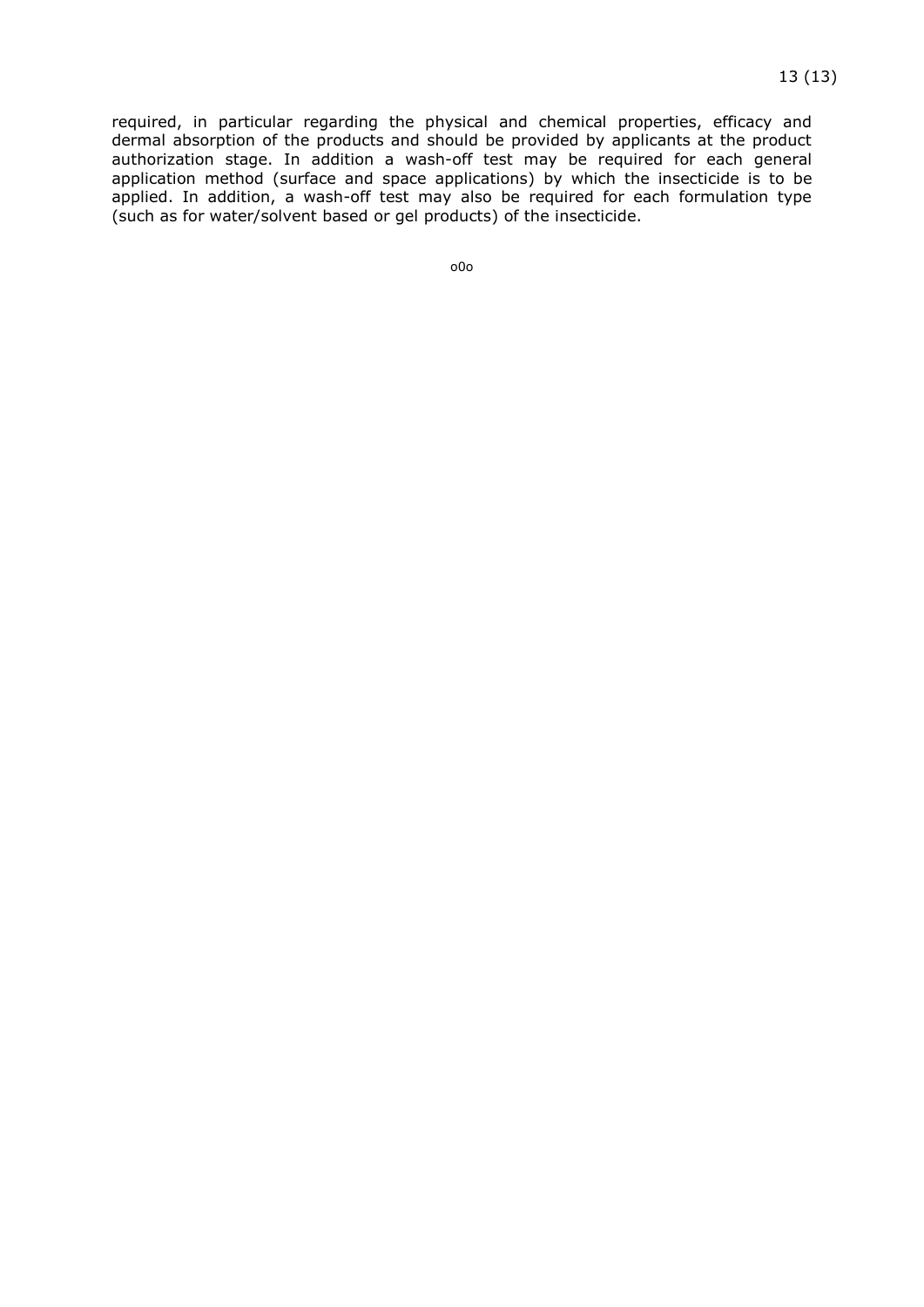required, in particular regarding the physical and chemical properties, efficacy and dermal absorption of the products and should be provided by applicants at the product authorization stage. In addition a wash-off test may be required for each general application method (surface and space applications) by which the insecticide is to be applied. In addition, a wash-off test may also be required for each formulation type (such as for water/solvent based or gel products) of the insecticide.

o0o